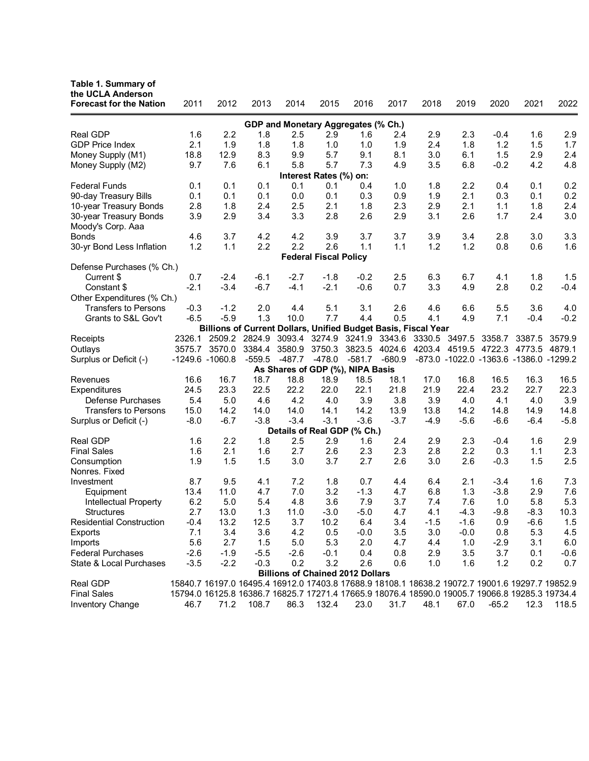| Table 1. Summary of the UCLA Anderson Forecast for the Nation | 2011 | 2012 | 2013 | 2014 | 2015 | 2016 | 2017 | 2018 | 2019 | 2020 | 2021 | 2022 |
|---|---|---|---|---|---|---|---|---|---|---|---|---|
| **GDP and Monetary Aggregates (% Ch.)** | | | | | | | | | | | | |
| Real GDP | 1.6 | 2.2 | 1.8 | 2.5 | 2.9 | 1.6 | 2.4 | 2.9 | 2.3 | -0.4 | 1.6 | 2.9 |
| GDP Price Index | 2.1 | 1.9 | 1.8 | 1.8 | 1.0 | 1.0 | 1.9 | 2.4 | 1.8 | 1.2 | 1.5 | 1.7 |
| Money Supply (M1) | 18.8 | 12.9 | 8.3 | 9.9 | 5.7 | 9.1 | 8.1 | 3.0 | 6.1 | 1.5 | 2.9 | 2.4 |
| Money Supply (M2) | 9.7 | 7.6 | 6.1 | 5.8 | 5.7 | 7.3 | 4.9 | 3.5 | 6.8 | -0.2 | 4.2 | 4.8 |
| **Interest Rates (%) on:** | | | | | | | | | | | | |
| Federal Funds | 0.1 | 0.1 | 0.1 | 0.1 | 0.1 | 0.4 | 1.0 | 1.8 | 2.2 | 0.4 | 0.1 | 0.2 |
| 90-day Treasury Bills | 0.1 | 0.1 | 0.1 | 0.0 | 0.1 | 0.3 | 0.9 | 1.9 | 2.1 | 0.3 | 0.1 | 0.2 |
| 10-year Treasury Bonds | 2.8 | 1.8 | 2.4 | 2.5 | 2.1 | 1.8 | 2.3 | 2.9 | 2.1 | 1.1 | 1.8 | 2.4 |
| 30-year Treasury Bonds | 3.9 | 2.9 | 3.4 | 3.3 | 2.8 | 2.6 | 2.9 | 3.1 | 2.6 | 1.7 | 2.4 | 3.0 |
| Moody's Corp. Aaa Bonds | 4.6 | 3.7 | 4.2 | 4.2 | 3.9 | 3.7 | 3.7 | 3.9 | 3.4 | 2.8 | 3.0 | 3.3 |
| 30-yr Bond Less Inflation | 1.2 | 1.1 | 2.2 | 2.2 | 2.6 | 1.1 | 1.1 | 1.2 | 1.2 | 0.8 | 0.6 | 1.6 |
| **Federal Fiscal Policy** | | | | | | | | | | | | |
| Defense Purchases (% Ch.) | | | | | | | | | | | | |
| Current $ | 0.7 | -2.4 | -6.1 | -2.7 | -1.8 | -0.2 | 2.5 | 6.3 | 6.7 | 4.1 | 1.8 | 1.5 |
| Constant $ | -2.1 | -3.4 | -6.7 | -4.1 | -2.1 | -0.6 | 0.7 | 3.3 | 4.9 | 2.8 | 0.2 | -0.4 |
| Other Expenditures (% Ch.) | | | | | | | | | | | | |
| Transfers to Persons | -0.3 | -1.2 | 2.0 | 4.4 | 5.1 | 3.1 | 2.6 | 4.6 | 6.6 | 5.5 | 3.6 | 4.0 |
| Grants to S&L Gov't | -6.5 | -5.9 | 1.3 | 10.0 | 7.7 | 4.4 | 0.5 | 4.1 | 4.9 | 7.1 | -0.4 | -0.2 |
| **Billions of Current Dollars, Unified Budget Basis, Fiscal Year** | | | | | | | | | | | | |
| Receipts | 2326.1 | 2509.2 | 2824.9 | 3093.4 | 3274.9 | 3241.9 | 3343.6 | 3330.5 | 3497.5 | 3358.7 | 3387.5 | 3579.9 |
| Outlays | 3575.7 | 3570.0 | 3384.4 | 3580.9 | 3750.3 | 3823.5 | 4024.6 | 4203.4 | 4519.5 | 4722.3 | 4773.5 | 4879.1 |
| Surplus or Deficit (-) | -1249.6 | -1060.8 | -559.5 | -487.7 | -478.0 | -581.7 | -680.9 | -873.0 | -1022.0 | -1363.6 | -1386.0 | -1299.2 |
| **As Shares of GDP (%), NIPA Basis** | | | | | | | | | | | | |
| Revenues | 16.6 | 16.7 | 18.7 | 18.8 | 18.9 | 18.5 | 18.1 | 17.0 | 16.8 | 16.5 | 16.3 | 16.5 |
| Expenditures | 24.5 | 23.3 | 22.5 | 22.2 | 22.0 | 22.1 | 21.8 | 21.9 | 22.4 | 23.2 | 22.7 | 22.3 |
| Defense Purchases | 5.4 | 5.0 | 4.6 | 4.2 | 4.0 | 3.9 | 3.8 | 3.9 | 4.0 | 4.1 | 4.0 | 3.9 |
| Transfers to Persons | 15.0 | 14.2 | 14.0 | 14.0 | 14.1 | 14.2 | 13.9 | 13.8 | 14.2 | 14.8 | 14.9 | 14.8 |
| Surplus or Deficit (-) | -8.0 | -6.7 | -3.8 | -3.4 | -3.1 | -3.6 | -3.7 | -4.9 | -5.6 | -6.6 | -6.4 | -5.8 |
| **Details of Real GDP (% Ch.)** | | | | | | | | | | | | |
| Real GDP | 1.6 | 2.2 | 1.8 | 2.5 | 2.9 | 1.6 | 2.4 | 2.9 | 2.3 | -0.4 | 1.6 | 2.9 |
| Final Sales | 1.6 | 2.1 | 1.6 | 2.7 | 2.6 | 2.3 | 2.3 | 2.8 | 2.2 | 0.3 | 1.1 | 2.3 |
| Consumption | 1.9 | 1.5 | 1.5 | 3.0 | 3.7 | 2.7 | 2.6 | 3.0 | 2.6 | -0.3 | 1.5 | 2.5 |
| Nonres. Fixed Investment | 8.7 | 9.5 | 4.1 | 7.2 | 1.8 | 0.7 | 4.4 | 6.4 | 2.1 | -3.4 | 1.6 | 7.3 |
| Equipment | 13.4 | 11.0 | 4.7 | 7.0 | 3.2 | -1.3 | 4.7 | 6.8 | 1.3 | -3.8 | 2.9 | 7.6 |
| Intellectual Property | 6.2 | 5.0 | 5.4 | 4.8 | 3.6 | 7.9 | 3.7 | 7.4 | 7.6 | 1.0 | 5.8 | 5.3 |
| Structures | 2.7 | 13.0 | 1.3 | 11.0 | -3.0 | -5.0 | 4.7 | 4.1 | -4.3 | -9.8 | -8.3 | 10.3 |
| Residential Construction | -0.4 | 13.2 | 12.5 | 3.7 | 10.2 | 6.4 | 3.4 | -1.5 | -1.6 | 0.9 | -6.6 | 1.5 |
| Exports | 7.1 | 3.4 | 3.6 | 4.2 | 0.5 | -0.0 | 3.5 | 3.0 | -0.0 | 0.8 | 5.3 | 4.5 |
| Imports | 5.6 | 2.7 | 1.5 | 5.0 | 5.3 | 2.0 | 4.7 | 4.4 | 1.0 | -2.9 | 3.1 | 6.0 |
| Federal Purchases | -2.6 | -1.9 | -5.5 | -2.6 | -0.1 | 0.4 | 0.8 | 2.9 | 3.5 | 3.7 | 0.1 | -0.6 |
| State & Local Purchases | -3.5 | -2.2 | -0.3 | 0.2 | 3.2 | 2.6 | 0.6 | 1.0 | 1.6 | 1.2 | 0.2 | 0.7 |
| **Billions of Chained 2012 Dollars** | | | | | | | | | | | | |
| Real GDP | 15840.7 | 16197.0 | 16495.4 | 16912.0 | 17403.8 | 17688.9 | 18108.1 | 18638.2 | 19072.7 | 19001.6 | 19297.7 | 19852.9 |
| Final Sales | 15794.0 | 16125.8 | 16386.7 | 16825.7 | 17271.4 | 17665.9 | 18076.4 | 18590.0 | 19005.7 | 19066.8 | 19285.3 | 19734.4 |
| Inventory Change | 46.7 | 71.2 | 108.7 | 86.3 | 132.4 | 23.0 | 31.7 | 48.1 | 67.0 | -65.2 | 12.3 | 118.5 |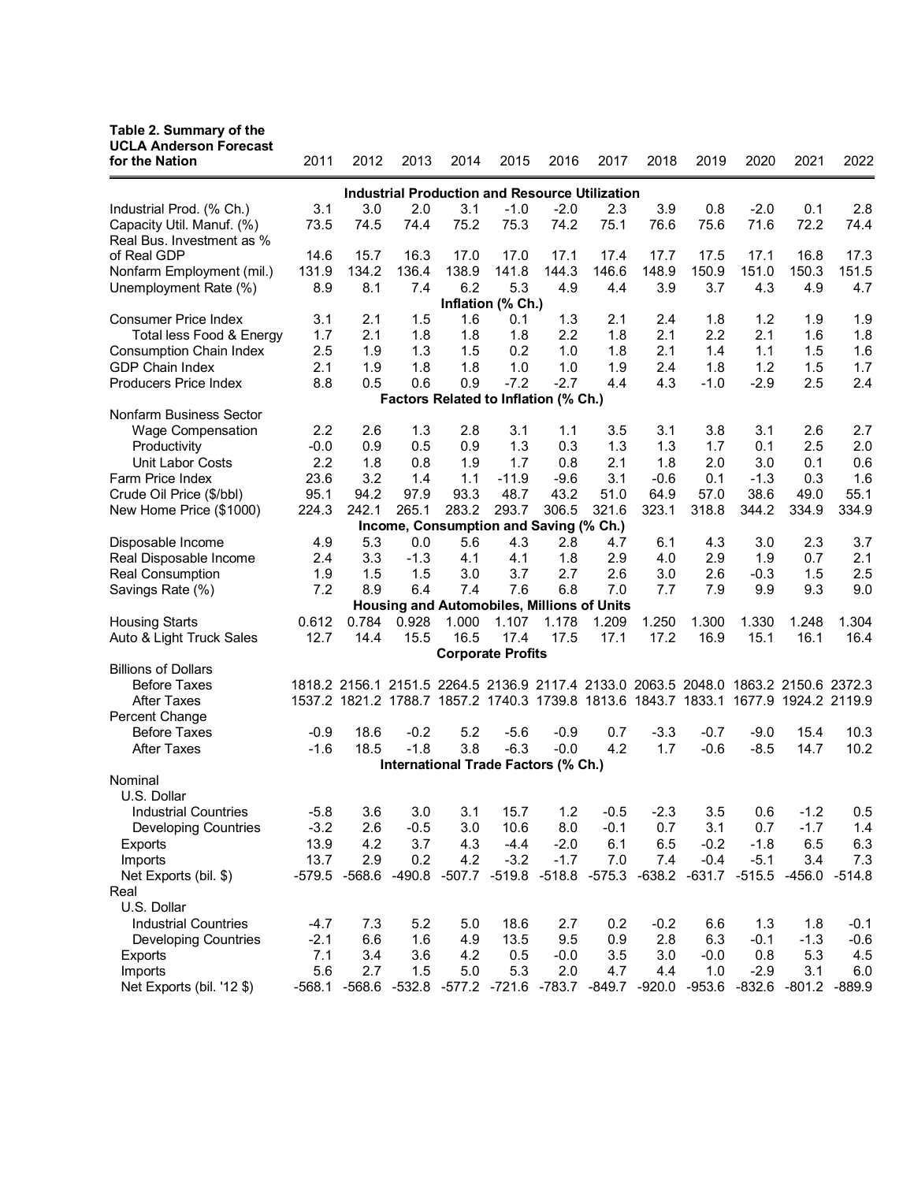| Table 2. Summary of the UCLA Anderson Forecast for the Nation | 2011 | 2012 | 2013 | 2014 | 2015 | 2016 | 2017 | 2018 | 2019 | 2020 | 2021 | 2022 |
|---|---|---|---|---|---|---|---|---|---|---|---|---|
| **Industrial Production and Resource Utilization** | | | | | | | | | | | | |
| Industrial Prod. (% Ch.) | 3.1 | 3.0 | 2.0 | 3.1 | -1.0 | -2.0 | 2.3 | 3.9 | 0.8 | -2.0 | 0.1 | 2.8 |
| Capacity Util. Manuf. (%) | 73.5 | 74.5 | 74.4 | 75.2 | 75.3 | 74.2 | 75.1 | 76.6 | 75.6 | 71.6 | 72.2 | 74.4 |
| Real Bus. Investment as % of Real GDP | 14.6 | 15.7 | 16.3 | 17.0 | 17.0 | 17.1 | 17.4 | 17.7 | 17.5 | 17.1 | 16.8 | 17.3 |
| Nonfarm Employment (mil.) | 131.9 | 134.2 | 136.4 | 138.9 | 141.8 | 144.3 | 146.6 | 148.9 | 150.9 | 151.0 | 150.3 | 151.5 |
| Unemployment Rate (%) | 8.9 | 8.1 | 7.4 | 6.2 | 5.3 | 4.9 | 4.4 | 3.9 | 3.7 | 4.3 | 4.9 | 4.7 |
| **Inflation (% Ch.)** | | | | | | | | | | | | |
| Consumer Price Index | 3.1 | 2.1 | 1.5 | 1.6 | 0.1 | 1.3 | 2.1 | 2.4 | 1.8 | 1.2 | 1.9 | 1.9 |
| Total less Food & Energy | 1.7 | 2.1 | 1.8 | 1.8 | 1.8 | 2.2 | 1.8 | 2.1 | 2.2 | 2.1 | 1.6 | 1.8 |
| Consumption Chain Index | 2.5 | 1.9 | 1.3 | 1.5 | 0.2 | 1.0 | 1.8 | 2.1 | 1.4 | 1.1 | 1.5 | 1.6 |
| GDP Chain Index | 2.1 | 1.9 | 1.8 | 1.8 | 1.0 | 1.0 | 1.9 | 2.4 | 1.8 | 1.2 | 1.5 | 1.7 |
| Producers Price Index | 8.8 | 0.5 | 0.6 | 0.9 | -7.2 | -2.7 | 4.4 | 4.3 | -1.0 | -2.9 | 2.5 | 2.4 |
| **Factors Related to Inflation (% Ch.)** | | | | | | | | | | | | |
| Nonfarm Business Sector | | | | | | | | | | | | |
| Wage Compensation | 2.2 | 2.6 | 1.3 | 2.8 | 3.1 | 1.1 | 3.5 | 3.1 | 3.8 | 3.1 | 2.6 | 2.7 |
| Productivity | -0.0 | 0.9 | 0.5 | 0.9 | 1.3 | 0.3 | 1.3 | 1.3 | 1.7 | 0.1 | 2.5 | 2.0 |
| Unit Labor Costs | 2.2 | 1.8 | 0.8 | 1.9 | 1.7 | 0.8 | 2.1 | 1.8 | 2.0 | 3.0 | 0.1 | 0.6 |
| Farm Price Index | 23.6 | 3.2 | 1.4 | 1.1 | -11.9 | -9.6 | 3.1 | -0.6 | 0.1 | -1.3 | 0.3 | 1.6 |
| Crude Oil Price ($/bbl) | 95.1 | 94.2 | 97.9 | 93.3 | 48.7 | 43.2 | 51.0 | 64.9 | 57.0 | 38.6 | 49.0 | 55.1 |
| New Home Price ($1000) | 224.3 | 242.1 | 265.1 | 283.2 | 293.7 | 306.5 | 321.6 | 323.1 | 318.8 | 344.2 | 334.9 | 334.9 |
| **Income, Consumption and Saving (% Ch.)** | | | | | | | | | | | | |
| Disposable Income | 4.9 | 5.3 | 0.0 | 5.6 | 4.3 | 2.8 | 4.7 | 6.1 | 4.3 | 3.0 | 2.3 | 3.7 |
| Real Disposable Income | 2.4 | 3.3 | -1.3 | 4.1 | 4.1 | 1.8 | 2.9 | 4.0 | 2.9 | 1.9 | 0.7 | 2.1 |
| Real Consumption | 1.9 | 1.5 | 1.5 | 3.0 | 3.7 | 2.7 | 2.6 | 3.0 | 2.6 | -0.3 | 1.5 | 2.5 |
| Savings Rate (%) | 7.2 | 8.9 | 6.4 | 7.4 | 7.6 | 6.8 | 7.0 | 7.7 | 7.9 | 9.9 | 9.3 | 9.0 |
| **Housing and Automobiles, Millions of Units** | | | | | | | | | | | | |
| Housing Starts | 0.612 | 0.784 | 0.928 | 1.000 | 1.107 | 1.178 | 1.209 | 1.250 | 1.300 | 1.330 | 1.248 | 1.304 |
| Auto & Light Truck Sales | 12.7 | 14.4 | 15.5 | 16.5 | 17.4 | 17.5 | 17.1 | 17.2 | 16.9 | 15.1 | 16.1 | 16.4 |
| **Corporate Profits** | | | | | | | | | | | | |
| Billions of Dollars | | | | | | | | | | | | |
| Before Taxes | 1818.2 | 2156.1 | 2151.5 | 2264.5 | 2136.9 | 2117.4 | 2133.0 | 2063.5 | 2048.0 | 1863.2 | 2150.6 | 2372.3 |
| After Taxes | 1537.2 | 1821.2 | 1788.7 | 1857.2 | 1740.3 | 1739.8 | 1813.6 | 1843.7 | 1833.1 | 1677.9 | 1924.2 | 2119.9 |
| Percent Change | | | | | | | | | | | | |
| Before Taxes | -0.9 | 18.6 | -0.2 | 5.2 | -5.6 | -0.9 | 0.7 | -3.3 | -0.7 | -9.0 | 15.4 | 10.3 |
| After Taxes | -1.6 | 18.5 | -1.8 | 3.8 | -6.3 | -0.0 | 4.2 | 1.7 | -0.6 | -8.5 | 14.7 | 10.2 |
| **International Trade Factors (% Ch.)** | | | | | | | | | | | | |
| Nominal | | | | | | | | | | | | |
| U.S. Dollar | | | | | | | | | | | | |
| Industrial Countries | -5.8 | 3.6 | 3.0 | 3.1 | 15.7 | 1.2 | -0.5 | -2.3 | 3.5 | 0.6 | -1.2 | 0.5 |
| Developing Countries | -3.2 | 2.6 | -0.5 | 3.0 | 10.6 | 8.0 | -0.1 | 0.7 | 3.1 | 0.7 | -1.7 | 1.4 |
| Exports | 13.9 | 4.2 | 3.7 | 4.3 | -4.4 | -2.0 | 6.1 | 6.5 | -0.2 | -1.8 | 6.5 | 6.3 |
| Imports | 13.7 | 2.9 | 0.2 | 4.2 | -3.2 | -1.7 | 7.0 | 7.4 | -0.4 | -5.1 | 3.4 | 7.3 |
| Net Exports (bil. $) | -579.5 | -568.6 | -490.8 | -507.7 | -519.8 | -518.8 | -575.3 | -638.2 | -631.7 | -515.5 | -456.0 | -514.8 |
| Real | | | | | | | | | | | | |
| U.S. Dollar | | | | | | | | | | | | |
| Industrial Countries | -4.7 | 7.3 | 5.2 | 5.0 | 18.6 | 2.7 | 0.2 | -0.2 | 6.6 | 1.3 | 1.8 | -0.1 |
| Developing Countries | -2.1 | 6.6 | 1.6 | 4.9 | 13.5 | 9.5 | 0.9 | 2.8 | 6.3 | -0.1 | -1.3 | -0.6 |
| Exports | 7.1 | 3.4 | 3.6 | 4.2 | 0.5 | -0.0 | 3.5 | 3.0 | -0.0 | 0.8 | 5.3 | 4.5 |
| Imports | 5.6 | 2.7 | 1.5 | 5.0 | 5.3 | 2.0 | 4.7 | 4.4 | 1.0 | -2.9 | 3.1 | 6.0 |
| Net Exports (bil. '12 $) | -568.1 | -568.6 | -532.8 | -577.2 | -721.6 | -783.7 | -849.7 | -920.0 | -953.6 | -832.6 | -801.2 | -889.9 |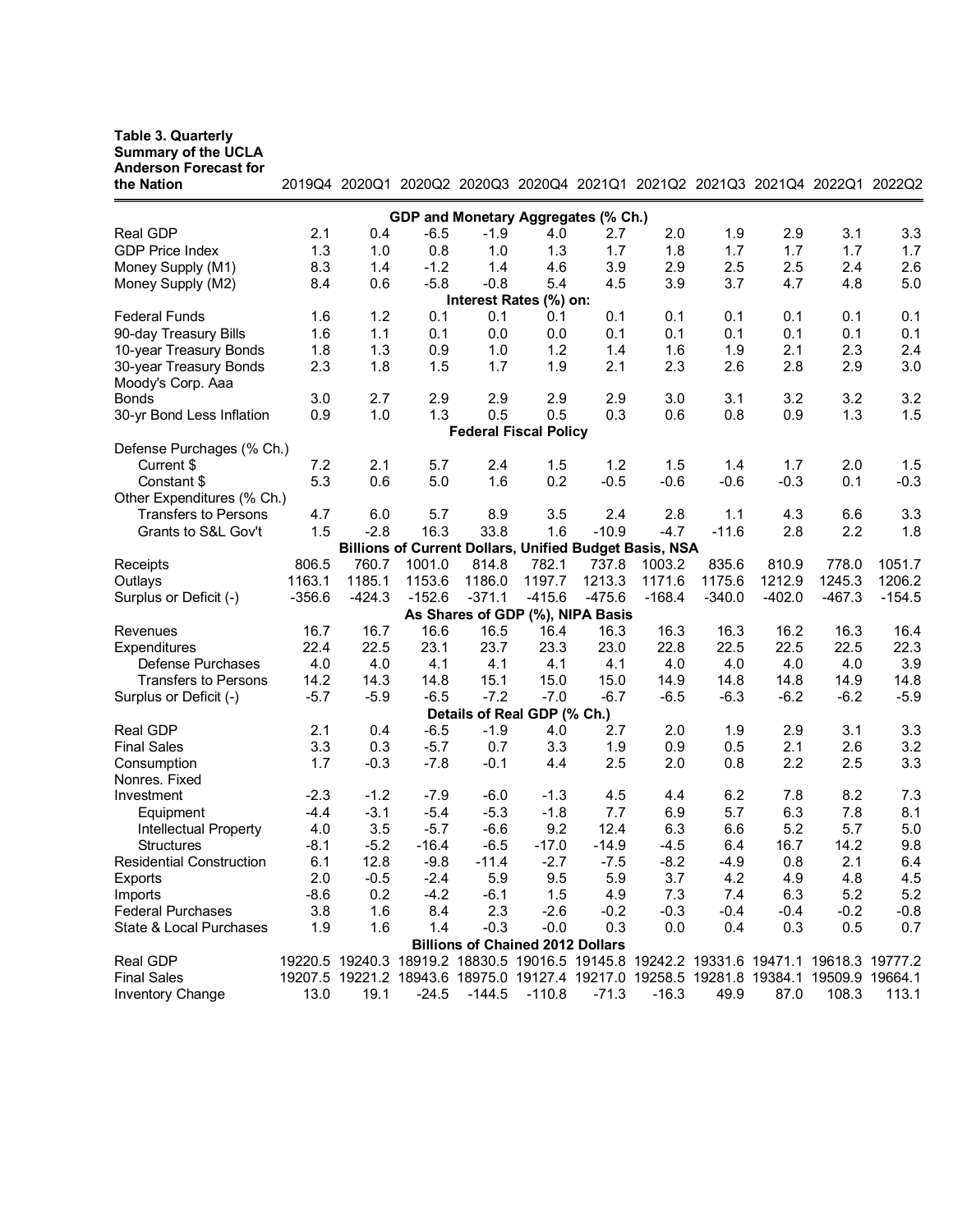| Table 3. Quarterly Summary of the UCLA Anderson Forecast for the Nation | 2019Q4 | 2020Q1 | 2020Q2 | 2020Q3 | 2020Q4 | 2021Q1 | 2021Q2 | 2021Q3 | 2021Q4 | 2022Q1 | 2022Q2 |
|---|---|---|---|---|---|---|---|---|---|---|---|
| **GDP and Monetary Aggregates (% Ch.)** | | | | | | | | | | | |
| Real GDP | 2.1 | 0.4 | -6.5 | -1.9 | 4.0 | 2.7 | 2.0 | 1.9 | 2.9 | 3.1 | 3.3 |
| GDP Price Index | 1.3 | 1.0 | 0.8 | 1.0 | 1.3 | 1.7 | 1.8 | 1.7 | 1.7 | 1.7 | 1.7 |
| Money Supply (M1) | 8.3 | 1.4 | -1.2 | 1.4 | 4.6 | 3.9 | 2.9 | 2.5 | 2.5 | 2.4 | 2.6 |
| Money Supply (M2) | 8.4 | 0.6 | -5.8 | -0.8 | 5.4 | 4.5 | 3.9 | 3.7 | 4.7 | 4.8 | 5.0 |
| **Interest Rates (%) on:** | | | | | | | | | | | |
| Federal Funds | 1.6 | 1.2 | 0.1 | 0.1 | 0.1 | 0.1 | 0.1 | 0.1 | 0.1 | 0.1 | 0.1 |
| 90-day Treasury Bills | 1.6 | 1.1 | 0.1 | 0.0 | 0.0 | 0.1 | 0.1 | 0.1 | 0.1 | 0.1 | 0.1 |
| 10-year Treasury Bonds | 1.8 | 1.3 | 0.9 | 1.0 | 1.2 | 1.4 | 1.6 | 1.9 | 2.1 | 2.3 | 2.4 |
| 30-year Treasury Bonds | 2.3 | 1.8 | 1.5 | 1.7 | 1.9 | 2.1 | 2.3 | 2.6 | 2.8 | 2.9 | 3.0 |
| Moody's Corp. Aaa Bonds | 3.0 | 2.7 | 2.9 | 2.9 | 2.9 | 2.9 | 3.0 | 3.1 | 3.2 | 3.2 | 3.2 |
| 30-yr Bond Less Inflation | 0.9 | 1.0 | 1.3 | 0.5 | 0.5 | 0.3 | 0.6 | 0.8 | 0.9 | 1.3 | 1.5 |
| **Federal Fiscal Policy** | | | | | | | | | | | |
| Defense Purchases (% Ch.) | | | | | | | | | | | |
| Current $ | 7.2 | 2.1 | 5.7 | 2.4 | 1.5 | 1.2 | 1.5 | 1.4 | 1.7 | 2.0 | 1.5 |
| Constant $ | 5.3 | 0.6 | 5.0 | 1.6 | 0.2 | -0.5 | -0.6 | -0.6 | -0.3 | 0.1 | -0.3 |
| Other Expenditures (% Ch.) | | | | | | | | | | | |
| Transfers to Persons | 4.7 | 6.0 | 5.7 | 8.9 | 3.5 | 2.4 | 2.8 | 1.1 | 4.3 | 6.6 | 3.3 |
| Grants to S&L Gov't | 1.5 | -2.8 | 16.3 | 33.8 | 1.6 | -10.9 | -4.7 | -11.6 | 2.8 | 2.2 | 1.8 |
| **Billions of Current Dollars, Unified Budget Basis, NSA** | | | | | | | | | | | |
| Receipts | 806.5 | 760.7 | 1001.0 | 814.8 | 782.1 | 737.8 | 1003.2 | 835.6 | 810.9 | 778.0 | 1051.7 |
| Outlays | 1163.1 | 1185.1 | 1153.6 | 1186.0 | 1197.7 | 1213.3 | 1171.6 | 1175.6 | 1212.9 | 1245.3 | 1206.2 |
| Surplus or Deficit (-) | -356.6 | -424.3 | -152.6 | -371.1 | -415.6 | -475.6 | -168.4 | -340.0 | -402.0 | -467.3 | -154.5 |
| **As Shares of GDP (%), NIPA Basis** | | | | | | | | | | | |
| Revenues | 16.7 | 16.7 | 16.6 | 16.5 | 16.4 | 16.3 | 16.3 | 16.3 | 16.2 | 16.3 | 16.4 |
| Expenditures | 22.4 | 22.5 | 23.1 | 23.7 | 23.3 | 23.0 | 22.8 | 22.5 | 22.5 | 22.5 | 22.3 |
| Defense Purchases | 4.0 | 4.0 | 4.1 | 4.1 | 4.1 | 4.1 | 4.0 | 4.0 | 4.0 | 4.0 | 3.9 |
| Transfers to Persons | 14.2 | 14.3 | 14.8 | 15.1 | 15.0 | 15.0 | 14.9 | 14.8 | 14.8 | 14.9 | 14.8 |
| Surplus or Deficit (-) | -5.7 | -5.9 | -6.5 | -7.2 | -7.0 | -6.7 | -6.5 | -6.3 | -6.2 | -6.2 | -5.9 |
| **Details of Real GDP (% Ch.)** | | | | | | | | | | | |
| Real GDP | 2.1 | 0.4 | -6.5 | -1.9 | 4.0 | 2.7 | 2.0 | 1.9 | 2.9 | 3.1 | 3.3 |
| Final Sales | 3.3 | 0.3 | -5.7 | 0.7 | 3.3 | 1.9 | 0.9 | 0.5 | 2.1 | 2.6 | 3.2 |
| Consumption | 1.7 | -0.3 | -7.8 | -0.1 | 4.4 | 2.5 | 2.0 | 0.8 | 2.2 | 2.5 | 3.3 |
| Nonres. Fixed Investment | -2.3 | -1.2 | -7.9 | -6.0 | -1.3 | 4.5 | 4.4 | 6.2 | 7.8 | 8.2 | 7.3 |
| Equipment | -4.4 | -3.1 | -5.4 | -5.3 | -1.8 | 7.7 | 6.9 | 5.7 | 6.3 | 7.8 | 8.1 |
| Intellectual Property | 4.0 | 3.5 | -5.7 | -6.6 | 9.2 | 12.4 | 6.3 | 6.6 | 5.2 | 5.7 | 5.0 |
| Structures | -8.1 | -5.2 | -16.4 | -6.5 | -17.0 | -14.9 | -4.5 | 6.4 | 16.7 | 14.2 | 9.8 |
| Residential Construction | 6.1 | 12.8 | -9.8 | -11.4 | -2.7 | -7.5 | -8.2 | -4.9 | 0.8 | 2.1 | 6.4 |
| Exports | 2.0 | -0.5 | -2.4 | 5.9 | 9.5 | 5.9 | 3.7 | 4.2 | 4.9 | 4.8 | 4.5 |
| Imports | -8.6 | 0.2 | -4.2 | -6.1 | 1.5 | 4.9 | 7.3 | 7.4 | 6.3 | 5.2 | 5.2 |
| Federal Purchases | 3.8 | 1.6 | 8.4 | 2.3 | -2.6 | -0.2 | -0.3 | -0.4 | -0.4 | -0.2 | -0.8 |
| State & Local Purchases | 1.9 | 1.6 | 1.4 | -0.3 | -0.0 | 0.3 | 0.0 | 0.4 | 0.3 | 0.5 | 0.7 |
| **Billions of Chained 2012 Dollars** | | | | | | | | | | | |
| Real GDP | 19220.5 | 19240.3 | 18919.2 | 18830.5 | 19016.5 | 19145.8 | 19242.2 | 19331.6 | 19471.1 | 19618.3 | 19777.2 |
| Final Sales | 19207.5 | 19221.2 | 18943.6 | 18975.0 | 19127.4 | 19217.0 | 19258.5 | 19281.8 | 19384.1 | 19509.9 | 19664.1 |
| Inventory Change | 13.0 | 19.1 | -24.5 | -144.5 | -110.8 | -71.3 | -16.3 | 49.9 | 87.0 | 108.3 | 113.1 |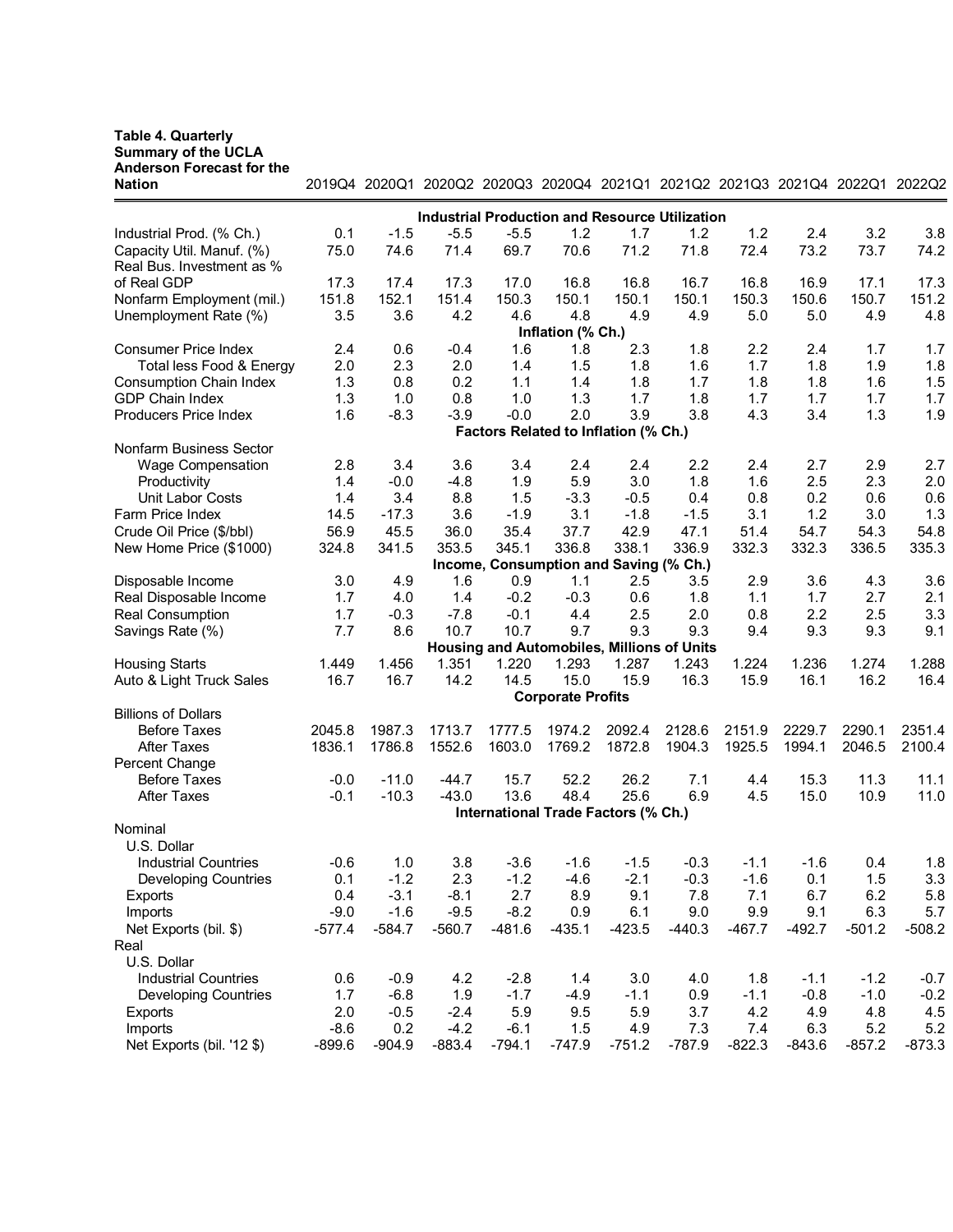| Table 4. Quarterly Summary of the UCLA Anderson Forecast for the Nation | 2019Q4 | 2020Q1 | 2020Q2 | 2020Q3 | 2020Q4 | 2021Q1 | 2021Q2 | 2021Q3 | 2021Q4 | 2022Q1 | 2022Q2 |
|---|---|---|---|---|---|---|---|---|---|---|---|
| **Industrial Production and Resource Utilization** | | | | | | | | | | | |
| Industrial Prod. (% Ch.) | 0.1 | -1.5 | -5.5 | -5.5 | 1.2 | 1.7 | 1.2 | 1.2 | 2.4 | 3.2 | 3.8 |
| Capacity Util. Manuf. (%) | 75.0 | 74.6 | 71.4 | 69.7 | 70.6 | 71.2 | 71.8 | 72.4 | 73.2 | 73.7 | 74.2 |
| Real Bus. Investment as % of Real GDP | 17.3 | 17.4 | 17.3 | 17.0 | 16.8 | 16.8 | 16.7 | 16.8 | 16.9 | 17.1 | 17.3 |
| Nonfarm Employment (mil.) | 151.8 | 152.1 | 151.4 | 150.3 | 150.1 | 150.1 | 150.1 | 150.3 | 150.6 | 150.7 | 151.2 |
| Unemployment Rate (%) | 3.5 | 3.6 | 4.2 | 4.6 | 4.8 | 4.9 | 4.9 | 5.0 | 5.0 | 4.9 | 4.8 |
| **Inflation (% Ch.)** | | | | | | | | | | | |
| Consumer Price Index | 2.4 | 0.6 | -0.4 | 1.6 | 1.8 | 2.3 | 1.8 | 2.2 | 2.4 | 1.7 | 1.7 |
| Total less Food & Energy | 2.0 | 2.3 | 2.0 | 1.4 | 1.5 | 1.8 | 1.6 | 1.7 | 1.8 | 1.9 | 1.8 |
| Consumption Chain Index | 1.3 | 0.8 | 0.2 | 1.1 | 1.4 | 1.8 | 1.7 | 1.8 | 1.8 | 1.6 | 1.5 |
| GDP Chain Index | 1.3 | 1.0 | 0.8 | 1.0 | 1.3 | 1.7 | 1.8 | 1.7 | 1.7 | 1.7 | 1.7 |
| Producers Price Index | 1.6 | -8.3 | -3.9 | -0.0 | 2.0 | 3.9 | 3.8 | 4.3 | 3.4 | 1.3 | 1.9 |
| **Factors Related to Inflation (% Ch.)** | | | | | | | | | | | |
| Nonfarm Business Sector | | | | | | | | | | | |
| Wage Compensation | 2.8 | 3.4 | 3.6 | 3.4 | 2.4 | 2.4 | 2.2 | 2.4 | 2.7 | 2.9 | 2.7 |
| Productivity | 1.4 | -0.0 | -4.8 | 1.9 | 5.9 | 3.0 | 1.8 | 1.6 | 2.5 | 2.3 | 2.0 |
| Unit Labor Costs | 1.4 | 3.4 | 8.8 | 1.5 | -3.3 | -0.5 | 0.4 | 0.8 | 0.2 | 0.6 | 0.6 |
| Farm Price Index | 14.5 | -17.3 | 3.6 | -1.9 | 3.1 | -1.8 | -1.5 | 3.1 | 1.2 | 3.0 | 1.3 |
| Crude Oil Price ($/bbl) | 56.9 | 45.5 | 36.0 | 35.4 | 37.7 | 42.9 | 47.1 | 51.4 | 54.7 | 54.3 | 54.8 |
| New Home Price ($1000) | 324.8 | 341.5 | 353.5 | 345.1 | 336.8 | 338.1 | 336.9 | 332.3 | 332.3 | 336.5 | 335.3 |
| **Income, Consumption and Saving (% Ch.)** | | | | | | | | | | | |
| Disposable Income | 3.0 | 4.9 | 1.6 | 0.9 | 1.1 | 2.5 | 3.5 | 2.9 | 3.6 | 4.3 | 3.6 |
| Real Disposable Income | 1.7 | 4.0 | 1.4 | -0.2 | -0.3 | 0.6 | 1.8 | 1.1 | 1.7 | 2.7 | 2.1 |
| Real Consumption | 1.7 | -0.3 | -7.8 | -0.1 | 4.4 | 2.5 | 2.0 | 0.8 | 2.2 | 2.5 | 3.3 |
| Savings Rate (%) | 7.7 | 8.6 | 10.7 | 10.7 | 9.7 | 9.3 | 9.3 | 9.4 | 9.3 | 9.3 | 9.1 |
| **Housing and Automobiles, Millions of Units** | | | | | | | | | | | |
| Housing Starts | 1.449 | 1.456 | 1.351 | 1.220 | 1.293 | 1.287 | 1.243 | 1.224 | 1.236 | 1.274 | 1.288 |
| Auto & Light Truck Sales | 16.7 | 16.7 | 14.2 | 14.5 | 15.0 | 15.9 | 16.3 | 15.9 | 16.1 | 16.2 | 16.4 |
| **Corporate Profits** | | | | | | | | | | | |
| Billions of Dollars | | | | | | | | | | | |
| Before Taxes | 2045.8 | 1987.3 | 1713.7 | 1777.5 | 1974.2 | 2092.4 | 2128.6 | 2151.9 | 2229.7 | 2290.1 | 2351.4 |
| After Taxes | 1836.1 | 1786.8 | 1552.6 | 1603.0 | 1769.2 | 1872.8 | 1904.3 | 1925.5 | 1994.1 | 2046.5 | 2100.4 |
| Percent Change | | | | | | | | | | | |
| Before Taxes | -0.0 | -11.0 | -44.7 | 15.7 | 52.2 | 26.2 | 7.1 | 4.4 | 15.3 | 11.3 | 11.1 |
| After Taxes | -0.1 | -10.3 | -43.0 | 13.6 | 48.4 | 25.6 | 6.9 | 4.5 | 15.0 | 10.9 | 11.0 |
| **International Trade Factors (% Ch.)** | | | | | | | | | | | |
| Nominal | | | | | | | | | | | |
| U.S. Dollar | | | | | | | | | | | |
| Industrial Countries | -0.6 | 1.0 | 3.8 | -3.6 | -1.6 | -1.5 | -0.3 | -1.1 | -1.6 | 0.4 | 1.8 |
| Developing Countries | 0.1 | -1.2 | 2.3 | -1.2 | -4.6 | -2.1 | -0.3 | -1.6 | 0.1 | 1.5 | 3.3 |
| Exports | 0.4 | -3.1 | -8.1 | 2.7 | 8.9 | 9.1 | 7.8 | 7.1 | 6.7 | 6.2 | 5.8 |
| Imports | -9.0 | -1.6 | -9.5 | -8.2 | 0.9 | 6.1 | 9.0 | 9.9 | 9.1 | 6.3 | 5.7 |
| Net Exports (bil. $) | -577.4 | -584.7 | -560.7 | -481.6 | -435.1 | -423.5 | -440.3 | -467.7 | -492.7 | -501.2 | -508.2 |
| Real | | | | | | | | | | | |
| U.S. Dollar | | | | | | | | | | | |
| Industrial Countries | 0.6 | -0.9 | 4.2 | -2.8 | 1.4 | 3.0 | 4.0 | 1.8 | -1.1 | -1.2 | -0.7 |
| Developing Countries | 1.7 | -6.8 | 1.9 | -1.7 | -4.9 | -1.1 | 0.9 | -1.1 | -0.8 | -1.0 | -0.2 |
| Exports | 2.0 | -0.5 | -2.4 | 5.9 | 9.5 | 5.9 | 3.7 | 4.2 | 4.9 | 4.8 | 4.5 |
| Imports | -8.6 | 0.2 | -4.2 | -6.1 | 1.5 | 4.9 | 7.3 | 7.4 | 6.3 | 5.2 | 5.2 |
| Net Exports (bil. '12 $) | -899.6 | -904.9 | -883.4 | -794.1 | -747.9 | -751.2 | -787.9 | -822.3 | -843.6 | -857.2 | -873.3 |